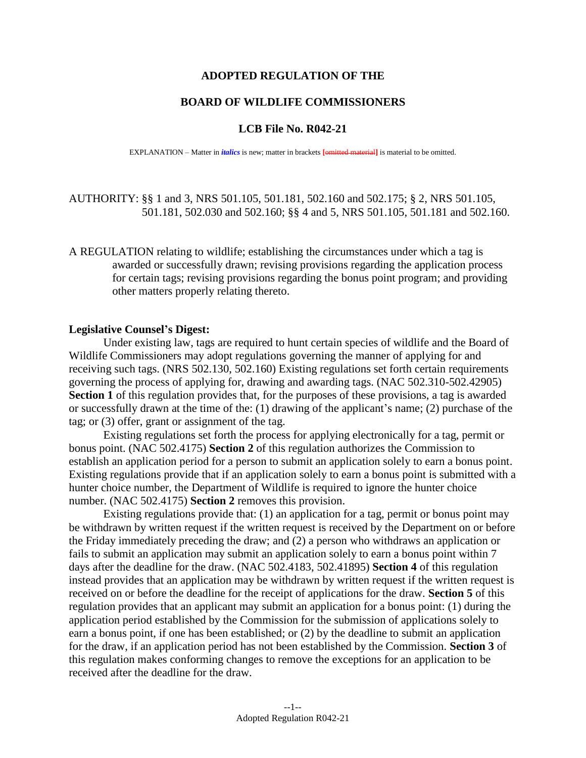# ADOPTED REGULATION OF THE

# BOARD OF WILDLIFE COMMISSIONERS

## LCB File No. R042-21

EXPLANATION – Matter in ***italics*** is new; matter in brackets **[~~omitted material~~]** is material to be omitted.

AUTHORITY: §§ 1 and 3, NRS 501.105, 501.181, 502.160 and 502.175; § 2, NRS 501.105, 501.181, 502.030 and 502.160; §§ 4 and 5, NRS 501.105, 501.181 and 502.160.

A REGULATION relating to wildlife; establishing the circumstances under which a tag is awarded or successfully drawn; revising provisions regarding the application process for certain tags; revising provisions regarding the bonus point program; and providing other matters properly relating thereto.

**Legislative Counsel's Digest:**

Under existing law, tags are required to hunt certain species of wildlife and the Board of Wildlife Commissioners may adopt regulations governing the manner of applying for and receiving such tags. (NRS 502.130, 502.160) Existing regulations set forth certain requirements governing the process of applying for, drawing and awarding tags. (NAC 502.310-502.42905) **Section 1** of this regulation provides that, for the purposes of these provisions, a tag is awarded or successfully drawn at the time of the: (1) drawing of the applicant's name; (2) purchase of the tag; or (3) offer, grant or assignment of the tag.

Existing regulations set forth the process for applying electronically for a tag, permit or bonus point. (NAC 502.4175) **Section 2** of this regulation authorizes the Commission to establish an application period for a person to submit an application solely to earn a bonus point. Existing regulations provide that if an application solely to earn a bonus point is submitted with a hunter choice number, the Department of Wildlife is required to ignore the hunter choice number. (NAC 502.4175) **Section 2** removes this provision.

Existing regulations provide that: (1) an application for a tag, permit or bonus point may be withdrawn by written request if the written request is received by the Department on or before the Friday immediately preceding the draw; and (2) a person who withdraws an application or fails to submit an application may submit an application solely to earn a bonus point within 7 days after the deadline for the draw. (NAC 502.4183, 502.41895) **Section 4** of this regulation instead provides that an application may be withdrawn by written request if the written request is received on or before the deadline for the receipt of applications for the draw. **Section 5** of this regulation provides that an applicant may submit an application for a bonus point: (1) during the application period established by the Commission for the submission of applications solely to earn a bonus point, if one has been established; or (2) by the deadline to submit an application for the draw, if an application period has not been established by the Commission. **Section 3** of this regulation makes conforming changes to remove the exceptions for an application to be received after the deadline for the draw.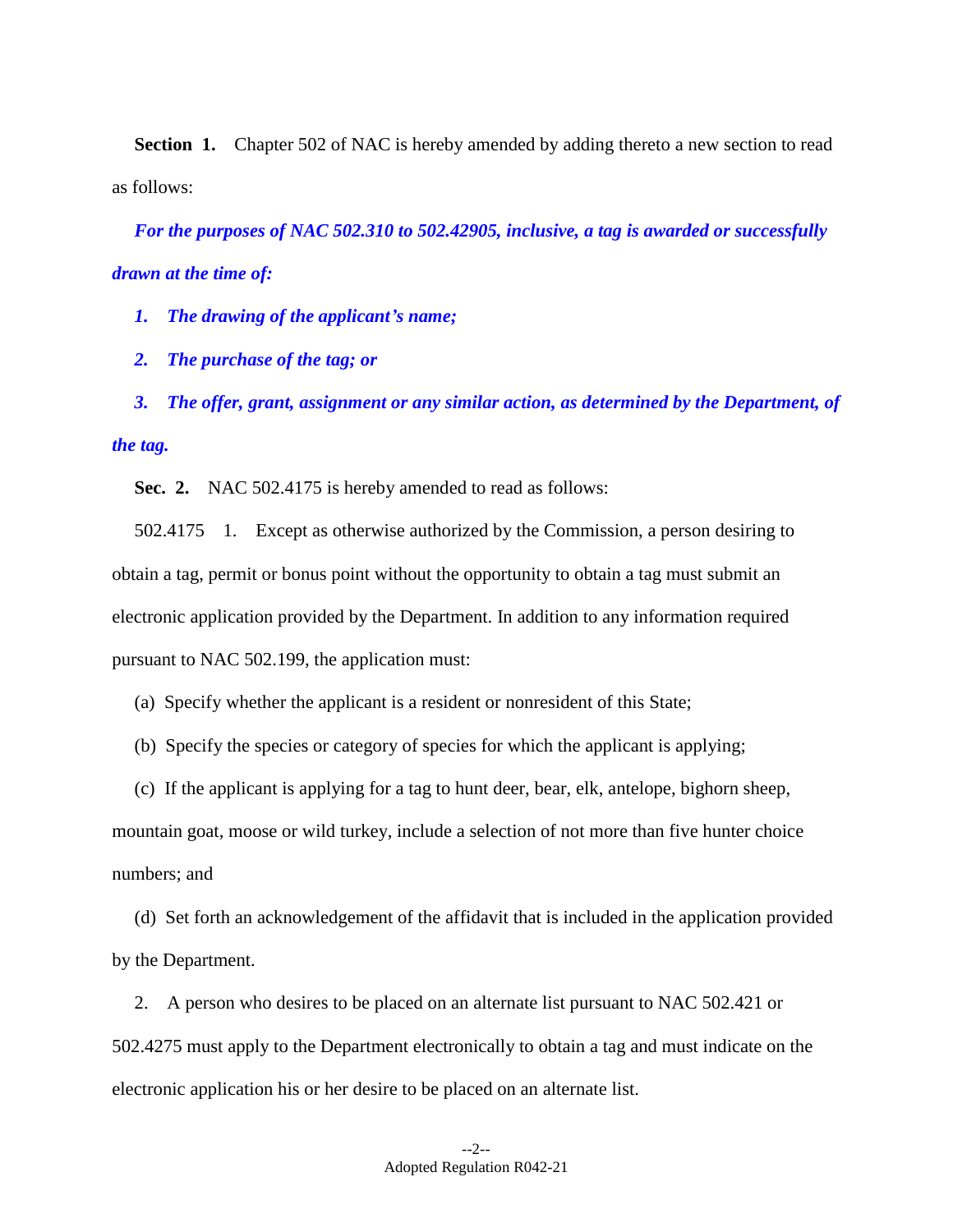**Section 1.** Chapter 502 of NAC is hereby amended by adding thereto a new section to read as follows:

***For the purposes of NAC 502.310 to 502.42905, inclusive, a tag is awarded or successfully drawn at the time of:***

***1. The drawing of the applicant's name;***

***2. The purchase of the tag; or***

***3. The offer, grant, assignment or any similar action, as determined by the Department, of the tag.***

**Sec. 2.** NAC 502.4175 is hereby amended to read as follows:

502.4175 1. Except as otherwise authorized by the Commission, a person desiring to obtain a tag, permit or bonus point without the opportunity to obtain a tag must submit an electronic application provided by the Department. In addition to any information required pursuant to NAC 502.199, the application must:

(a) Specify whether the applicant is a resident or nonresident of this State;

(b) Specify the species or category of species for which the applicant is applying;

(c) If the applicant is applying for a tag to hunt deer, bear, elk, antelope, bighorn sheep, mountain goat, moose or wild turkey, include a selection of not more than five hunter choice numbers; and

(d) Set forth an acknowledgement of the affidavit that is included in the application provided by the Department.

2. A person who desires to be placed on an alternate list pursuant to NAC 502.421 or 502.4275 must apply to the Department electronically to obtain a tag and must indicate on the electronic application his or her desire to be placed on an alternate list.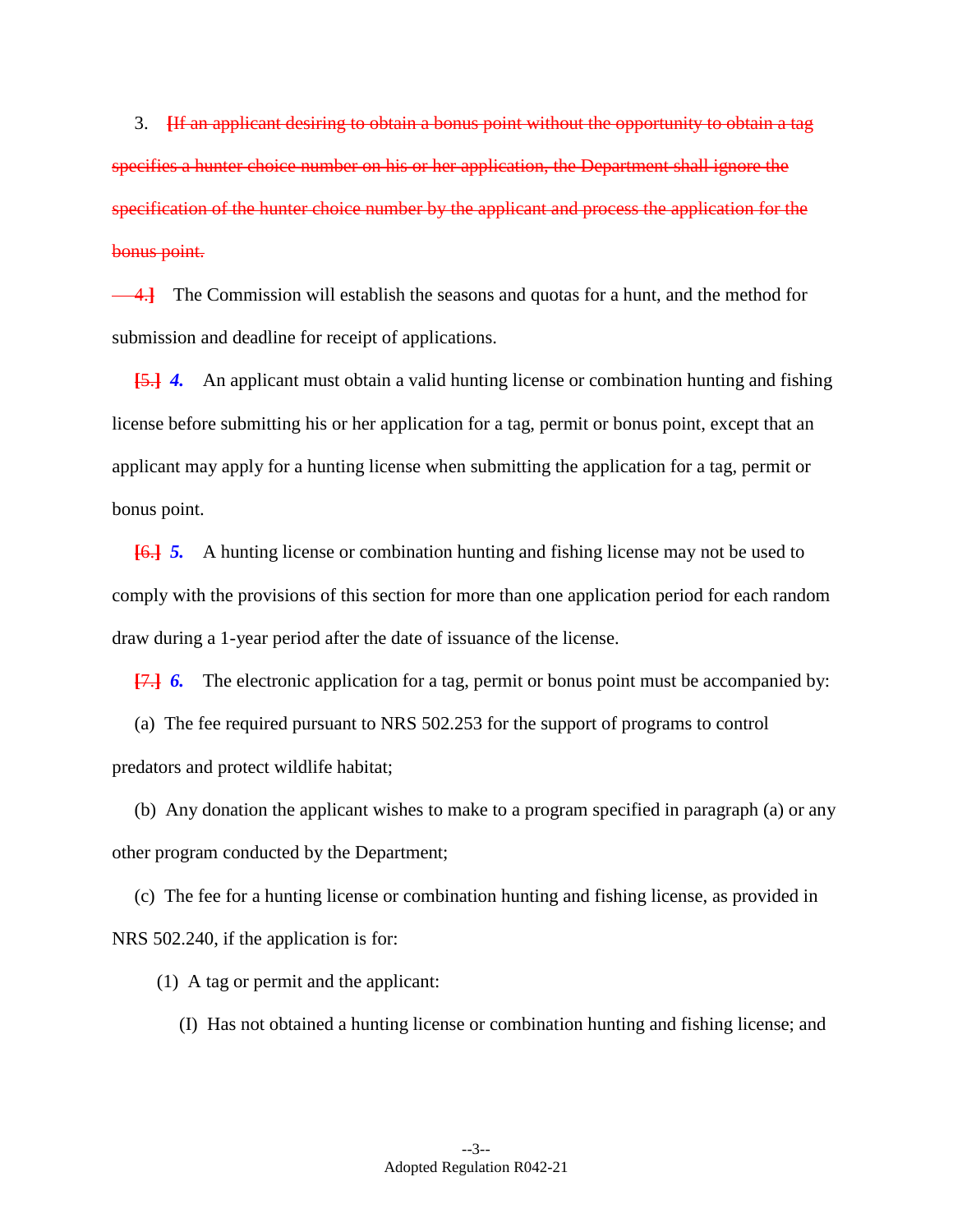3. ~~[If an applicant desiring to obtain a bonus point without the opportunity to obtain a tag specifies a hunter choice number on his or her application, the Department shall ignore the specification of the hunter choice number by the applicant and process the application for the bonus point.~~

~~4.]~~ The Commission will establish the seasons and quotas for a hunt, and the method for submission and deadline for receipt of applications.

~~[5.]~~ ***4.*** An applicant must obtain a valid hunting license or combination hunting and fishing license before submitting his or her application for a tag, permit or bonus point, except that an applicant may apply for a hunting license when submitting the application for a tag, permit or bonus point.

~~[6.]~~ ***5.*** A hunting license or combination hunting and fishing license may not be used to comply with the provisions of this section for more than one application period for each random draw during a 1-year period after the date of issuance of the license.

~~[7.]~~ ***6.*** The electronic application for a tag, permit or bonus point must be accompanied by:

(a) The fee required pursuant to NRS 502.253 for the support of programs to control predators and protect wildlife habitat;

(b) Any donation the applicant wishes to make to a program specified in paragraph (a) or any other program conducted by the Department;

(c) The fee for a hunting license or combination hunting and fishing license, as provided in NRS 502.240, if the application is for:

(1) A tag or permit and the applicant:

(I) Has not obtained a hunting license or combination hunting and fishing license; and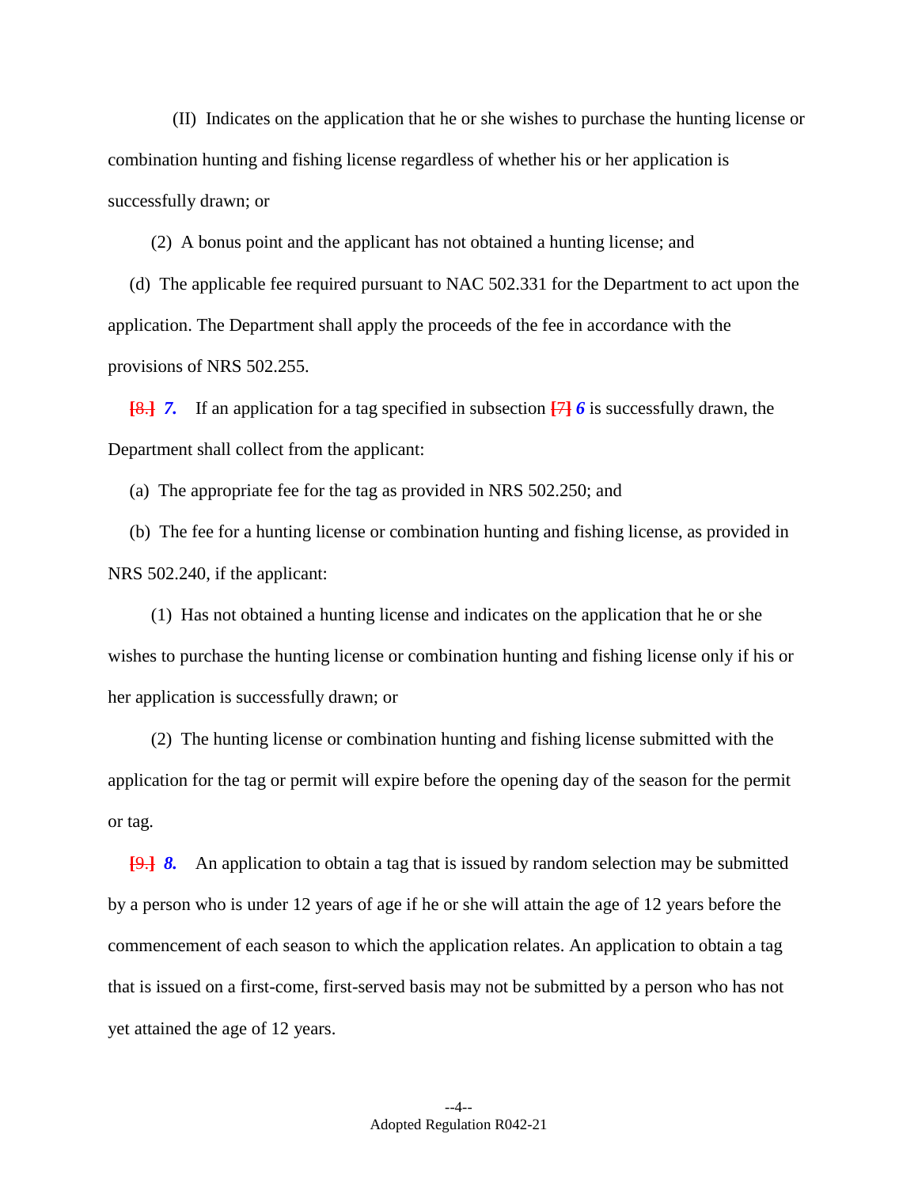(II) Indicates on the application that he or she wishes to purchase the hunting license or combination hunting and fishing license regardless of whether his or her application is successfully drawn; or

(2) A bonus point and the applicant has not obtained a hunting license; and

(d) The applicable fee required pursuant to NAC 502.331 for the Department to act upon the application. The Department shall apply the proceeds of the fee in accordance with the provisions of NRS 502.255.

~~[8.]~~ ***7.*** If an application for a tag specified in subsection ~~[7]~~ ***6*** is successfully drawn, the Department shall collect from the applicant:

(a) The appropriate fee for the tag as provided in NRS 502.250; and

(b) The fee for a hunting license or combination hunting and fishing license, as provided in NRS 502.240, if the applicant:

(1) Has not obtained a hunting license and indicates on the application that he or she wishes to purchase the hunting license or combination hunting and fishing license only if his or her application is successfully drawn; or

(2) The hunting license or combination hunting and fishing license submitted with the application for the tag or permit will expire before the opening day of the season for the permit or tag.

~~[9.]~~ ***8.*** An application to obtain a tag that is issued by random selection may be submitted by a person who is under 12 years of age if he or she will attain the age of 12 years before the commencement of each season to which the application relates. An application to obtain a tag that is issued on a first-come, first-served basis may not be submitted by a person who has not yet attained the age of 12 years.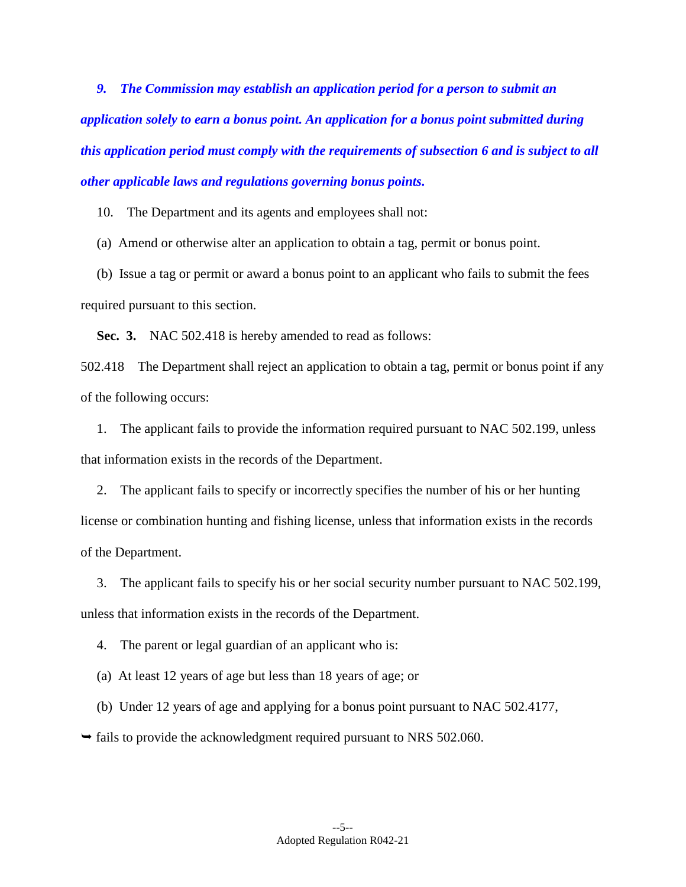***9. The Commission may establish an application period for a person to submit an application solely to earn a bonus point. An application for a bonus point submitted during this application period must comply with the requirements of subsection 6 and is subject to all other applicable laws and regulations governing bonus points.***

10. The Department and its agents and employees shall not:

(a) Amend or otherwise alter an application to obtain a tag, permit or bonus point.

(b) Issue a tag or permit or award a bonus point to an applicant who fails to submit the fees required pursuant to this section.

**Sec. 3.** NAC 502.418 is hereby amended to read as follows:

502.418 The Department shall reject an application to obtain a tag, permit or bonus point if any of the following occurs:

1. The applicant fails to provide the information required pursuant to NAC 502.199, unless that information exists in the records of the Department.

2. The applicant fails to specify or incorrectly specifies the number of his or her hunting license or combination hunting and fishing license, unless that information exists in the records of the Department.

3. The applicant fails to specify his or her social security number pursuant to NAC 502.199, unless that information exists in the records of the Department.

4. The parent or legal guardian of an applicant who is:

(a) At least 12 years of age but less than 18 years of age; or

(b) Under 12 years of age and applying for a bonus point pursuant to NAC 502.4177,

➥ fails to provide the acknowledgment required pursuant to NRS 502.060.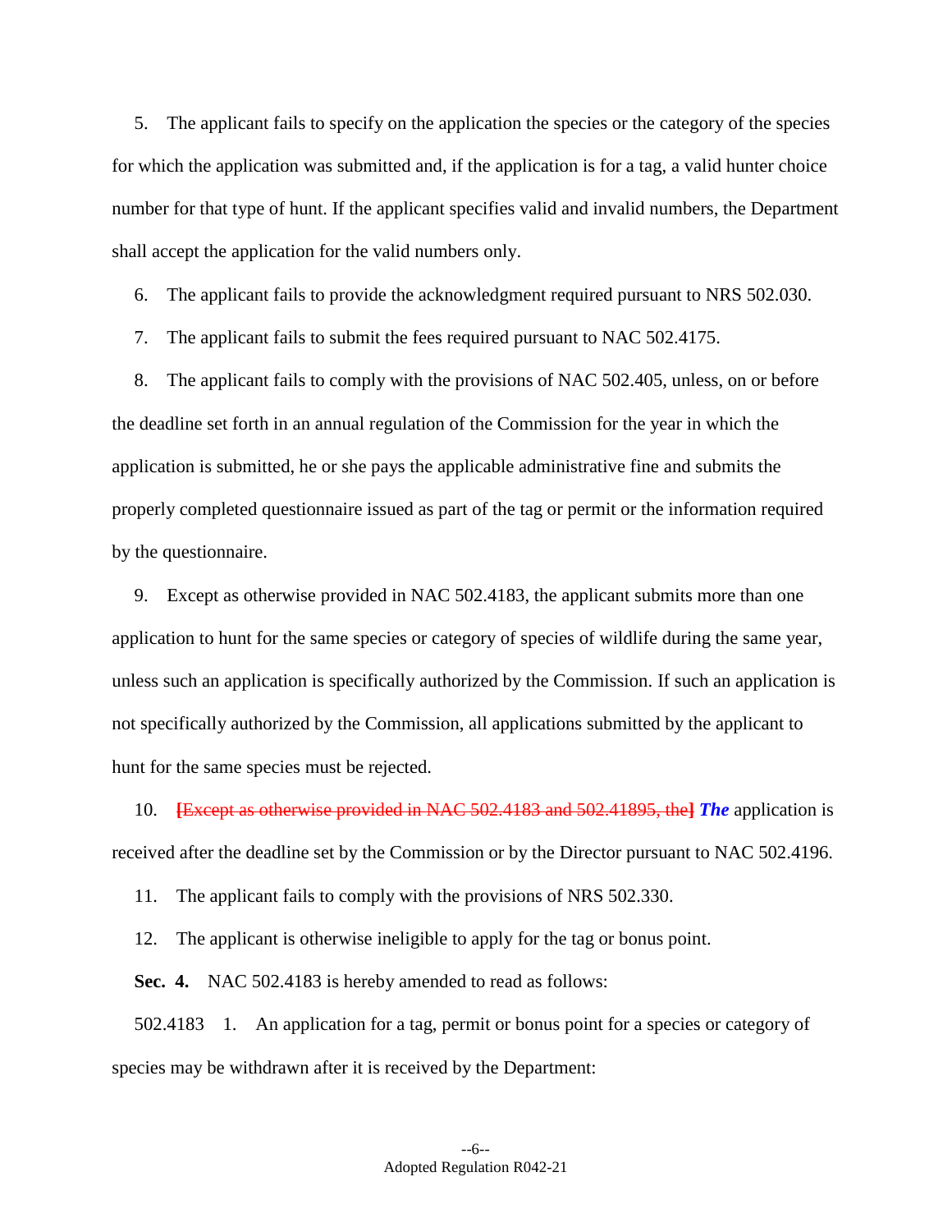5. The applicant fails to specify on the application the species or the category of the species for which the application was submitted and, if the application is for a tag, a valid hunter choice number for that type of hunt. If the applicant specifies valid and invalid numbers, the Department shall accept the application for the valid numbers only.

6. The applicant fails to provide the acknowledgment required pursuant to NRS 502.030.

7. The applicant fails to submit the fees required pursuant to NAC 502.4175.

8. The applicant fails to comply with the provisions of NAC 502.405, unless, on or before the deadline set forth in an annual regulation of the Commission for the year in which the application is submitted, he or she pays the applicable administrative fine and submits the properly completed questionnaire issued as part of the tag or permit or the information required by the questionnaire.

9. Except as otherwise provided in NAC 502.4183, the applicant submits more than one application to hunt for the same species or category of species of wildlife during the same year, unless such an application is specifically authorized by the Commission. If such an application is not specifically authorized by the Commission, all applications submitted by the applicant to hunt for the same species must be rejected.

10. ~~[Except as otherwise provided in NAC 502.4183 and 502.41895, the]~~ ***The*** application is received after the deadline set by the Commission or by the Director pursuant to NAC 502.4196.

11. The applicant fails to comply with the provisions of NRS 502.330.

12. The applicant is otherwise ineligible to apply for the tag or bonus point.

**Sec. 4.** NAC 502.4183 is hereby amended to read as follows:

502.4183 1. An application for a tag, permit or bonus point for a species or category of species may be withdrawn after it is received by the Department: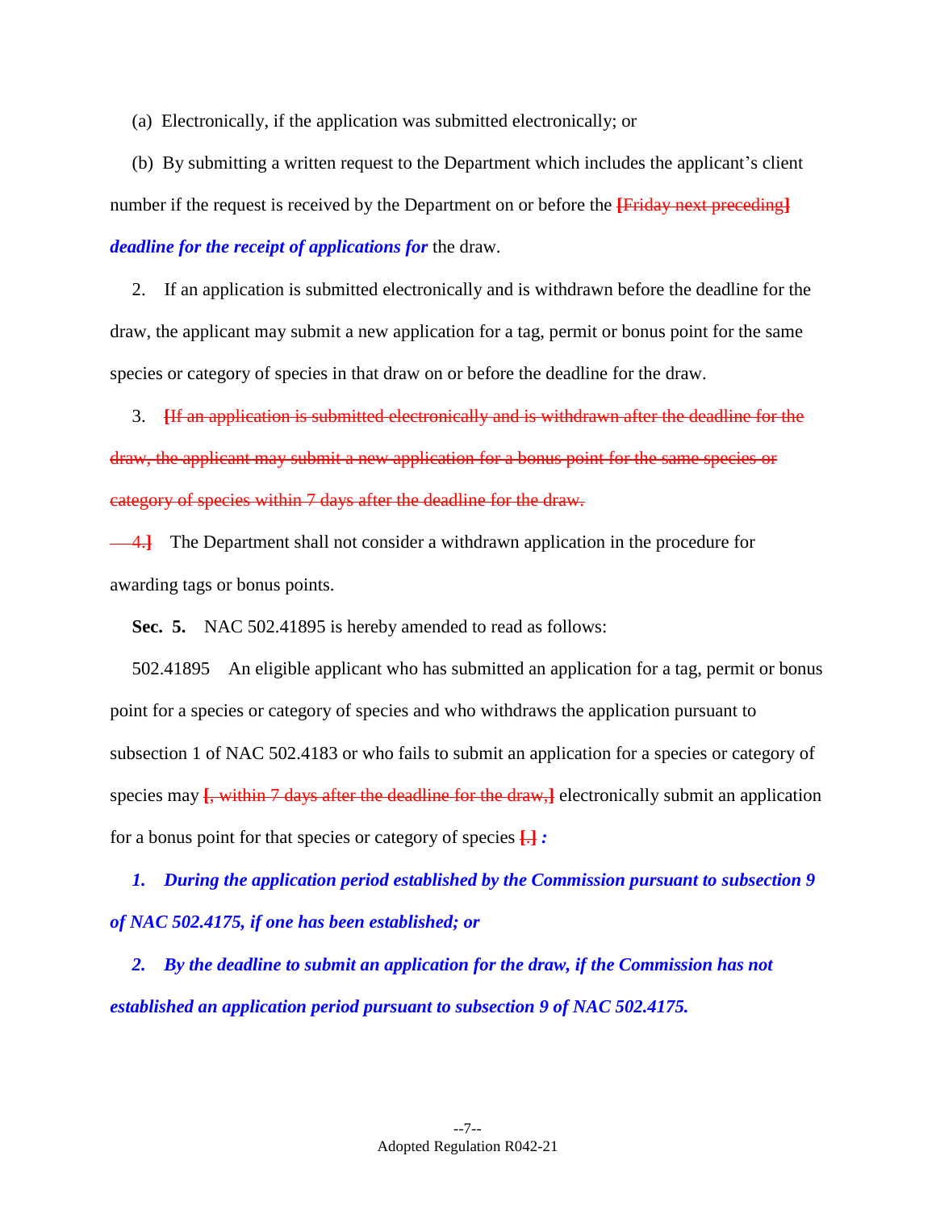(a) Electronically, if the application was submitted electronically; or

(b) By submitting a written request to the Department which includes the applicant's client number if the request is received by the Department on or before the ~~[Friday next preceding]~~ ***deadline for the receipt of applications for*** the draw.

2. If an application is submitted electronically and is withdrawn before the deadline for the draw, the applicant may submit a new application for a tag, permit or bonus point for the same species or category of species in that draw on or before the deadline for the draw.

3. ~~[If an application is submitted electronically and is withdrawn after the deadline for the draw, the applicant may submit a new application for a bonus point for the same species or category of species within 7 days after the deadline for the draw.~~

~~4.]~~ The Department shall not consider a withdrawn application in the procedure for awarding tags or bonus points.

**Sec. 5.** NAC 502.41895 is hereby amended to read as follows:

502.41895 An eligible applicant who has submitted an application for a tag, permit or bonus point for a species or category of species and who withdraws the application pursuant to subsection 1 of NAC 502.4183 or who fails to submit an application for a species or category of species may ~~[, within 7 days after the deadline for the draw,]~~ electronically submit an application for a bonus point for that species or category of species ~~[.]~~ ***:***

***1. During the application period established by the Commission pursuant to subsection 9 of NAC 502.4175, if one has been established; or***

***2. By the deadline to submit an application for the draw, if the Commission has not established an application period pursuant to subsection 9 of NAC 502.4175.***